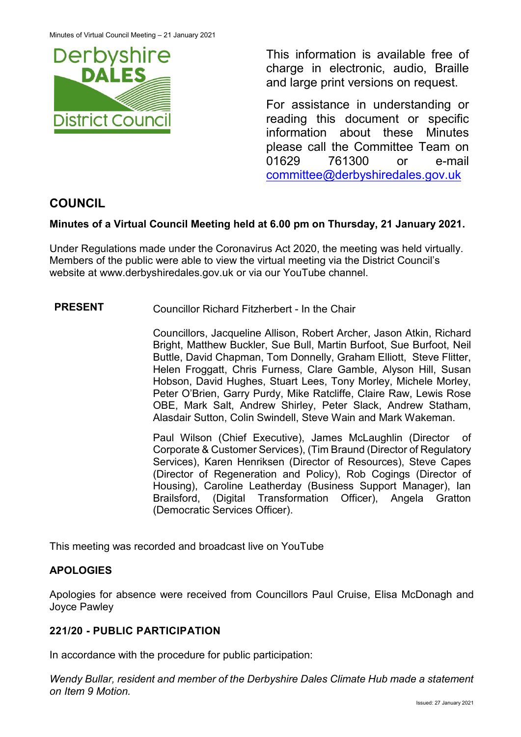This information is available free of charge in electronic, audio, Braille and large print versions on request.

For assistance in understanding or reading this document or specific information about these Minutes please call the Committee Team on 01629 761300 or e-mail committee@derbyshiredales.gov.uk

## COUNCIL

**Minutes of a Virtual Council Meeting held at 6.00 pm on Thursday, 21 January 2021.**

Under Regulations made under the Coronavirus Act 2020, the meeting was held virtually. Members of the public were able to view the virtual meeting via the District Council's website at www.derbyshiredales.gov.uk or via our YouTube channel.

**PRESENT** Councillor Richard Fitzherbert - In the Chair

Councillors, Jacqueline Allison, Robert Archer, Jason Atkin, Richard Bright, Matthew Buckler, Sue Bull, Martin Burfoot, Sue Burfoot, Neil Buttle, David Chapman, Tom Donnelly, Graham Elliott, Steve Flitter, Helen Froggatt, Chris Furness, Clare Gamble, Alyson Hill, Susan Hobson, David Hughes, Stuart Lees, Tony Morley, Michele Morley, Peter O'Brien, Garry Purdy, Mike Ratcliffe, Claire Raw, Lewis Rose OBE, Mark Salt, Andrew Shirley, Peter Slack, Andrew Statham, Alasdair Sutton, Colin Swindell, Steve Wain and Mark Wakeman.

Paul Wilson (Chief Executive), James McLaughlin (Director of Corporate & Customer Services), (Tim Braund (Director of Regulatory Services), Karen Henriksen (Director of Resources), Steve Capes (Director of Regeneration and Policy), Rob Cogings (Director of Housing), Caroline Leatherday (Business Support Manager), Ian Brailsford, (Digital Transformation Officer), Angela Gratton (Democratic Services Officer).

This meeting was recorded and broadcast live on YouTube

### APOLOGIES

Apologies for absence were received from Councillors Paul Cruise, Elisa McDonagh and Joyce Pawley

### 221/20 - PUBLIC PARTICIPATION

In accordance with the procedure for public participation:

*Wendy Bullar, resident and member of the Derbyshire Dales Climate Hub made a statement on Item 9 Motion.*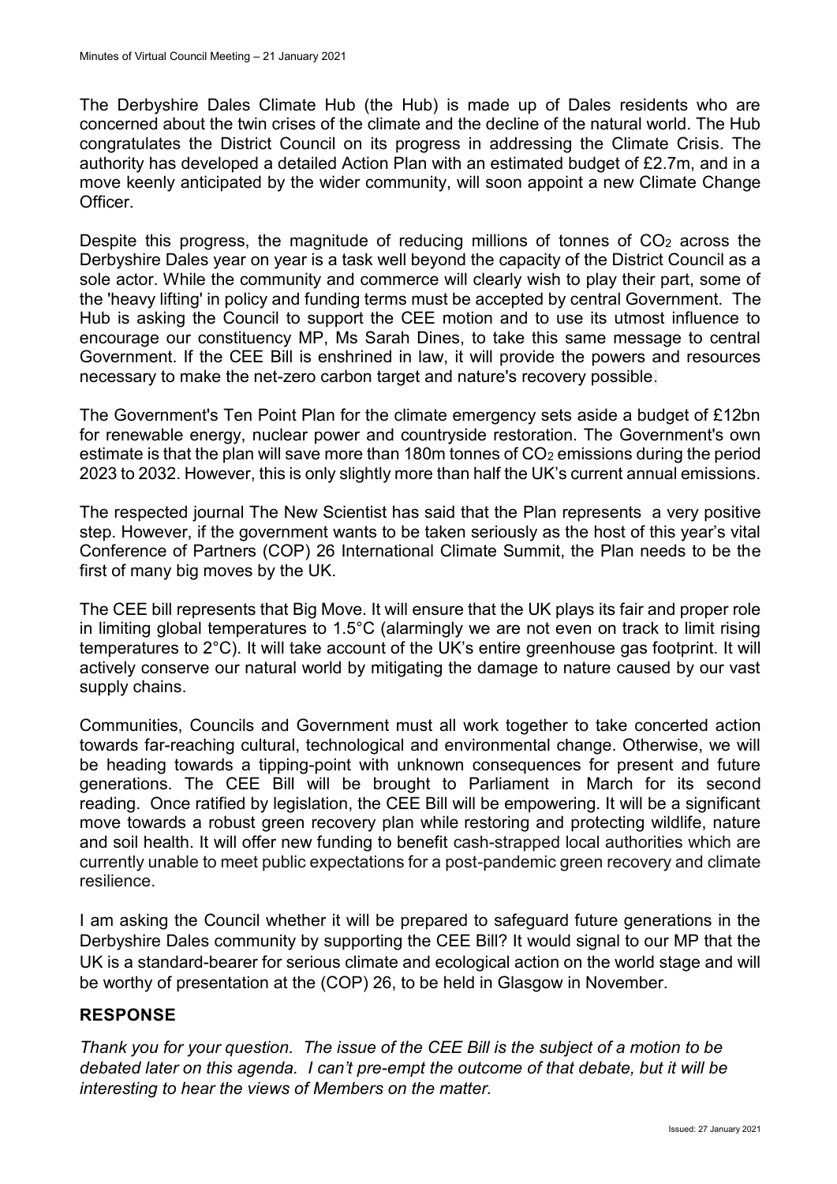The Derbyshire Dales Climate Hub (the Hub) is made up of Dales residents who are concerned about the twin crises of the climate and the decline of the natural world. The Hub congratulates the District Council on its progress in addressing the Climate Crisis. The authority has developed a detailed Action Plan with an estimated budget of £2.7m, and in a move keenly anticipated by the wider community, will soon appoint a new Climate Change Officer.

Despite this progress, the magnitude of reducing millions of tonnes of $CO_2$ across the Derbyshire Dales year on year is a task well beyond the capacity of the District Council as a sole actor. While the community and commerce will clearly wish to play their part, some of the 'heavy lifting' in policy and funding terms must be accepted by central Government. The Hub is asking the Council to support the CEE motion and to use its utmost influence to encourage our constituency MP, Ms Sarah Dines, to take this same message to central Government. If the CEE Bill is enshrined in law, it will provide the powers and resources necessary to make the net-zero carbon target and nature's recovery possible.

The Government's Ten Point Plan for the climate emergency sets aside a budget of £12bn for renewable energy, nuclear power and countryside restoration. The Government's own estimate is that the plan will save more than 180m tonnes of $CO_2$ emissions during the period 2023 to 2032. However, this is only slightly more than half the UK's current annual emissions.

The respected journal The New Scientist has said that the Plan represents a very positive step. However, if the government wants to be taken seriously as the host of this year's vital Conference of Partners (COP) 26 International Climate Summit, the Plan needs to be the first of many big moves by the UK.

The CEE bill represents that Big Move. It will ensure that the UK plays its fair and proper role in limiting global temperatures to 1.5°C (alarmingly we are not even on track to limit rising temperatures to 2°C). It will take account of the UK's entire greenhouse gas footprint. It will actively conserve our natural world by mitigating the damage to nature caused by our vast supply chains.

Communities, Councils and Government must all work together to take concerted action towards far-reaching cultural, technological and environmental change. Otherwise, we will be heading towards a tipping-point with unknown consequences for present and future generations. The CEE Bill will be brought to Parliament in March for its second reading. Once ratified by legislation, the CEE Bill will be empowering. It will be a significant move towards a robust green recovery plan while restoring and protecting wildlife, nature and soil health. It will offer new funding to benefit cash-strapped local authorities which are currently unable to meet public expectations for a post-pandemic green recovery and climate resilience.

I am asking the Council whether it will be prepared to safeguard future generations in the Derbyshire Dales community by supporting the CEE Bill? It would signal to our MP that the UK is a standard-bearer for serious climate and ecological action on the world stage and will be worthy of presentation at the (COP) 26, to be held in Glasgow in November.

## RESPONSE

*Thank you for your question. The issue of the CEE Bill is the subject of a motion to be debated later on this agenda. I can't pre-empt the outcome of that debate, but it will be interesting to hear the views of Members on the matter.*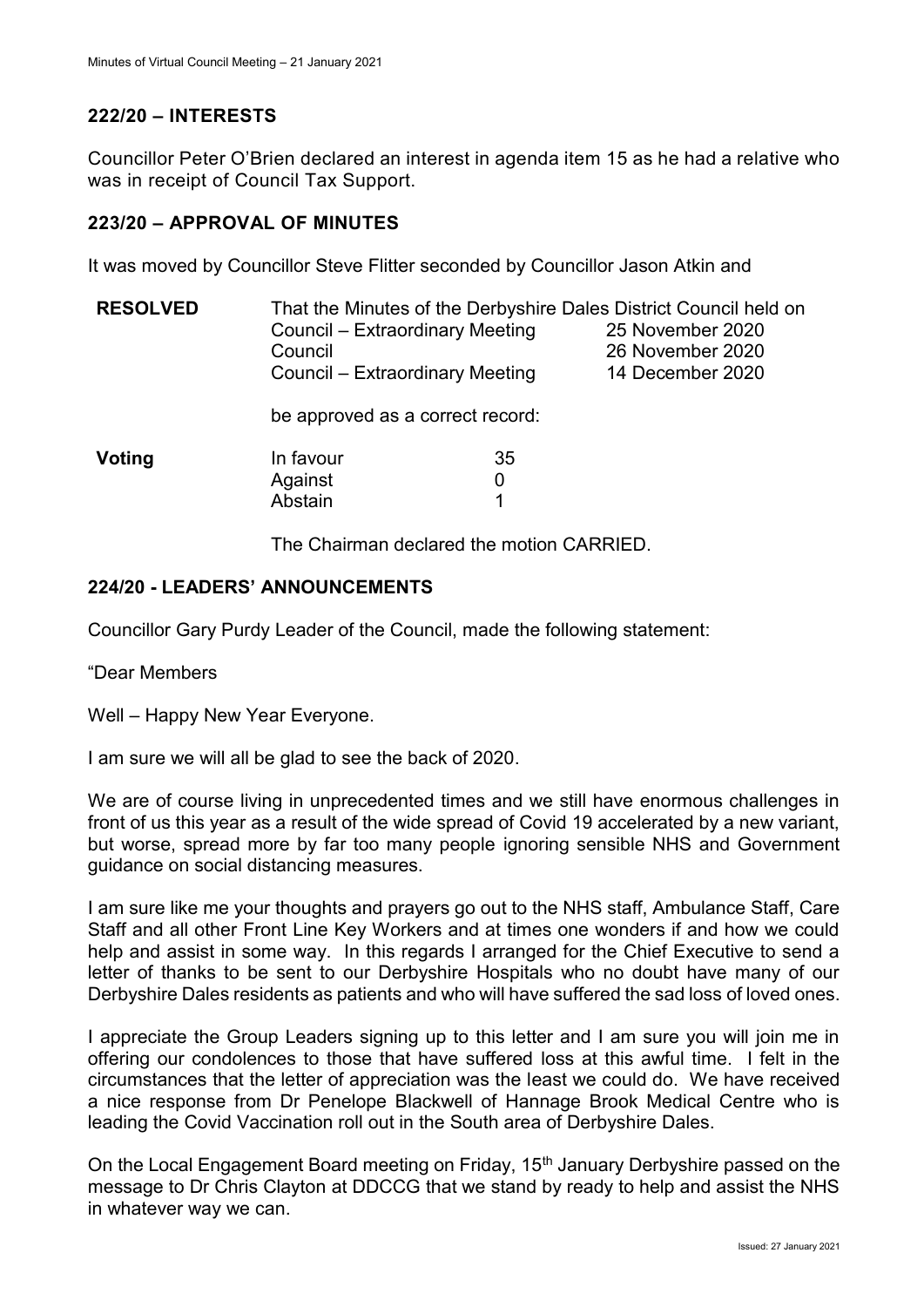## 222/20 – INTERESTS

Councillor Peter O'Brien declared an interest in agenda item 15 as he had a relative who was in receipt of Council Tax Support.

## 223/20 – APPROVAL OF MINUTES

It was moved by Councillor Steve Flitter seconded by Councillor Jason Atkin and

**RESOLVED** That the Minutes of the Derbyshire Dales District Council held on

| | |
|---|---|
| Council – Extraordinary Meeting | 25 November 2020 |
| Council | 26 November 2020 |
| Council – Extraordinary Meeting | 14 December 2020 |

be approved as a correct record:

| **Voting** | | |
|---|---|---|
| | In favour | 35 |
| | Against | 0 |
| | Abstain | 1 |

The Chairman declared the motion CARRIED.

## 224/20 - LEADERS' ANNOUNCEMENTS

Councillor Gary Purdy Leader of the Council, made the following statement:

"Dear Members

Well – Happy New Year Everyone.

I am sure we will all be glad to see the back of 2020.

We are of course living in unprecedented times and we still have enormous challenges in front of us this year as a result of the wide spread of Covid 19 accelerated by a new variant, but worse, spread more by far too many people ignoring sensible NHS and Government guidance on social distancing measures.

I am sure like me your thoughts and prayers go out to the NHS staff, Ambulance Staff, Care Staff and all other Front Line Key Workers and at times one wonders if and how we could help and assist in some way. In this regards I arranged for the Chief Executive to send a letter of thanks to be sent to our Derbyshire Hospitals who no doubt have many of our Derbyshire Dales residents as patients and who will have suffered the sad loss of loved ones.

I appreciate the Group Leaders signing up to this letter and I am sure you will join me in offering our condolences to those that have suffered loss at this awful time. I felt in the circumstances that the letter of appreciation was the least we could do. We have received a nice response from Dr Penelope Blackwell of Hannage Brook Medical Centre who is leading the Covid Vaccination roll out in the South area of Derbyshire Dales.

On the Local Engagement Board meeting on Friday, 15th January Derbyshire passed on the message to Dr Chris Clayton at DDCCG that we stand by ready to help and assist the NHS in whatever way we can.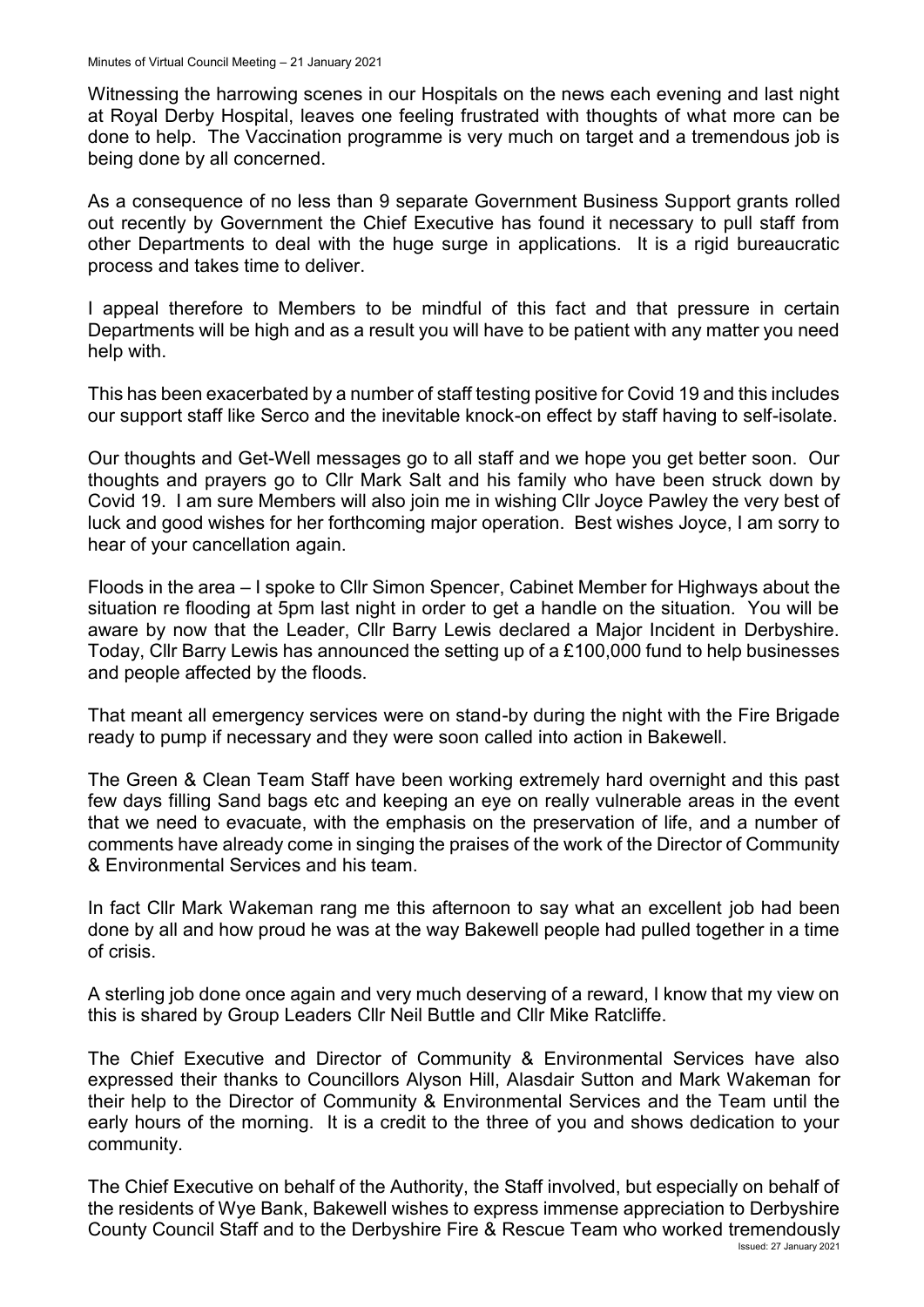Witnessing the harrowing scenes in our Hospitals on the news each evening and last night at Royal Derby Hospital, leaves one feeling frustrated with thoughts of what more can be done to help. The Vaccination programme is very much on target and a tremendous job is being done by all concerned.

As a consequence of no less than 9 separate Government Business Support grants rolled out recently by Government the Chief Executive has found it necessary to pull staff from other Departments to deal with the huge surge in applications. It is a rigid bureaucratic process and takes time to deliver.

I appeal therefore to Members to be mindful of this fact and that pressure in certain Departments will be high and as a result you will have to be patient with any matter you need help with.

This has been exacerbated by a number of staff testing positive for Covid 19 and this includes our support staff like Serco and the inevitable knock-on effect by staff having to self-isolate.

Our thoughts and Get-Well messages go to all staff and we hope you get better soon. Our thoughts and prayers go to Cllr Mark Salt and his family who have been struck down by Covid 19. I am sure Members will also join me in wishing Cllr Joyce Pawley the very best of luck and good wishes for her forthcoming major operation. Best wishes Joyce, I am sorry to hear of your cancellation again.

Floods in the area – I spoke to Cllr Simon Spencer, Cabinet Member for Highways about the situation re flooding at 5pm last night in order to get a handle on the situation. You will be aware by now that the Leader, Cllr Barry Lewis declared a Major Incident in Derbyshire. Today, Cllr Barry Lewis has announced the setting up of a £100,000 fund to help businesses and people affected by the floods.

That meant all emergency services were on stand-by during the night with the Fire Brigade ready to pump if necessary and they were soon called into action in Bakewell.

The Green & Clean Team Staff have been working extremely hard overnight and this past few days filling Sand bags etc and keeping an eye on really vulnerable areas in the event that we need to evacuate, with the emphasis on the preservation of life, and a number of comments have already come in singing the praises of the work of the Director of Community & Environmental Services and his team.

In fact Cllr Mark Wakeman rang me this afternoon to say what an excellent job had been done by all and how proud he was at the way Bakewell people had pulled together in a time of crisis.

A sterling job done once again and very much deserving of a reward, I know that my view on this is shared by Group Leaders Cllr Neil Buttle and Cllr Mike Ratcliffe.

The Chief Executive and Director of Community & Environmental Services have also expressed their thanks to Councillors Alyson Hill, Alasdair Sutton and Mark Wakeman for their help to the Director of Community & Environmental Services and the Team until the early hours of the morning. It is a credit to the three of you and shows dedication to your community.

The Chief Executive on behalf of the Authority, the Staff involved, but especially on behalf of the residents of Wye Bank, Bakewell wishes to express immense appreciation to Derbyshire County Council Staff and to the Derbyshire Fire & Rescue Team who worked tremendously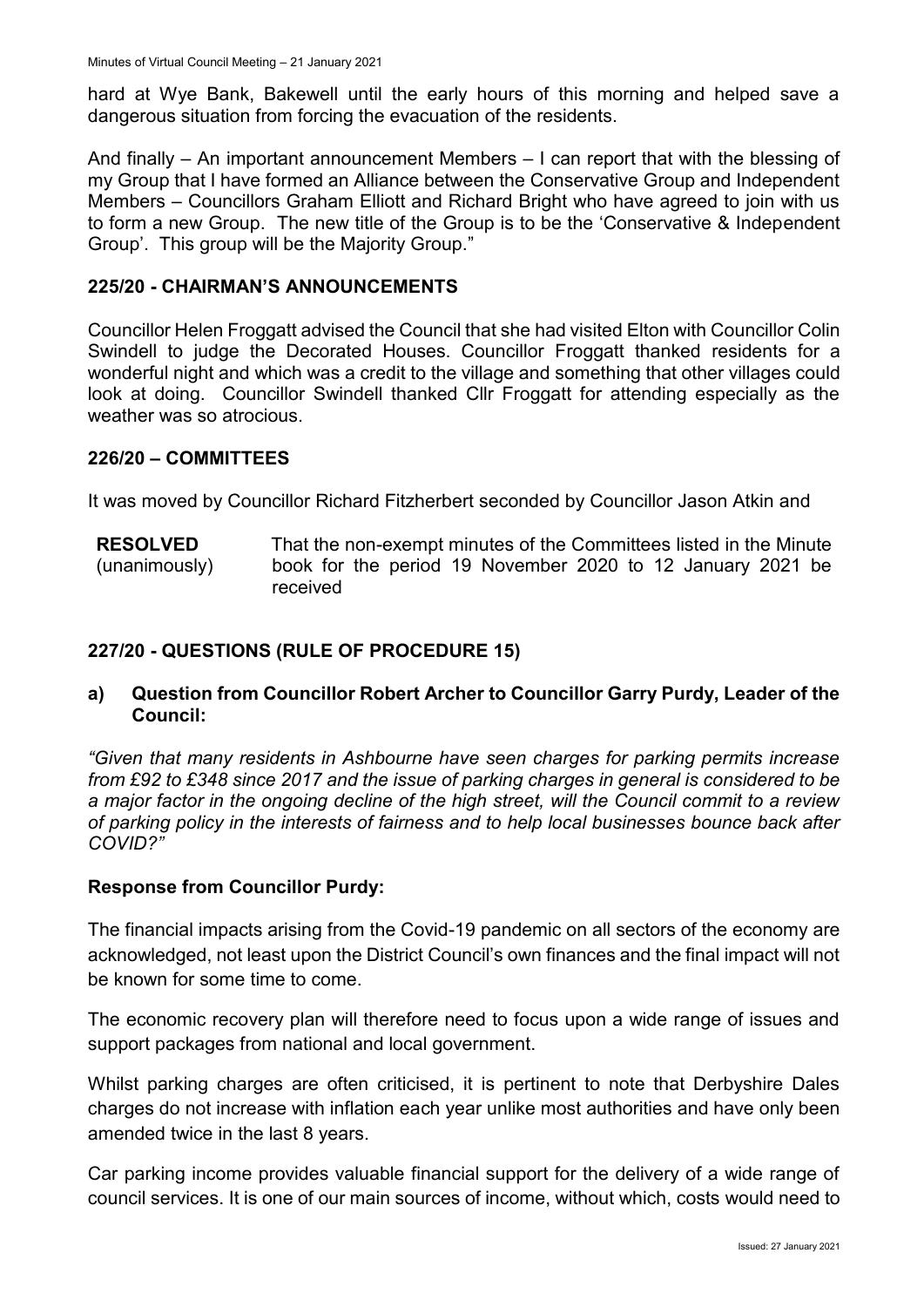hard at Wye Bank, Bakewell until the early hours of this morning and helped save a dangerous situation from forcing the evacuation of the residents.

And finally – An important announcement Members – I can report that with the blessing of my Group that I have formed an Alliance between the Conservative Group and Independent Members – Councillors Graham Elliott and Richard Bright who have agreed to join with us to form a new Group. The new title of the Group is to be the 'Conservative & Independent Group'. This group will be the Majority Group."

## 225/20 - CHAIRMAN'S ANNOUNCEMENTS

Councillor Helen Froggatt advised the Council that she had visited Elton with Councillor Colin Swindell to judge the Decorated Houses. Councillor Froggatt thanked residents for a wonderful night and which was a credit to the village and something that other villages could look at doing. Councillor Swindell thanked Cllr Froggatt for attending especially as the weather was so atrocious.

## 226/20 – COMMITTEES

It was moved by Councillor Richard Fitzherbert seconded by Councillor Jason Atkin and

| | |
|---|---|
| **RESOLVED** (unanimously) | That the non-exempt minutes of the Committees listed in the Minute book for the period 19 November 2020 to 12 January 2021 be received |

## 227/20 - QUESTIONS (RULE OF PROCEDURE 15)

### a) Question from Councillor Robert Archer to Councillor Garry Purdy, Leader of the Council:

*"Given that many residents in Ashbourne have seen charges for parking permits increase from £92 to £348 since 2017 and the issue of parking charges in general is considered to be a major factor in the ongoing decline of the high street, will the Council commit to a review of parking policy in the interests of fairness and to help local businesses bounce back after COVID?"*

### Response from Councillor Purdy:

The financial impacts arising from the Covid-19 pandemic on all sectors of the economy are acknowledged, not least upon the District Council's own finances and the final impact will not be known for some time to come.

The economic recovery plan will therefore need to focus upon a wide range of issues and support packages from national and local government.

Whilst parking charges are often criticised, it is pertinent to note that Derbyshire Dales charges do not increase with inflation each year unlike most authorities and have only been amended twice in the last 8 years.

Car parking income provides valuable financial support for the delivery of a wide range of council services. It is one of our main sources of income, without which, costs would need to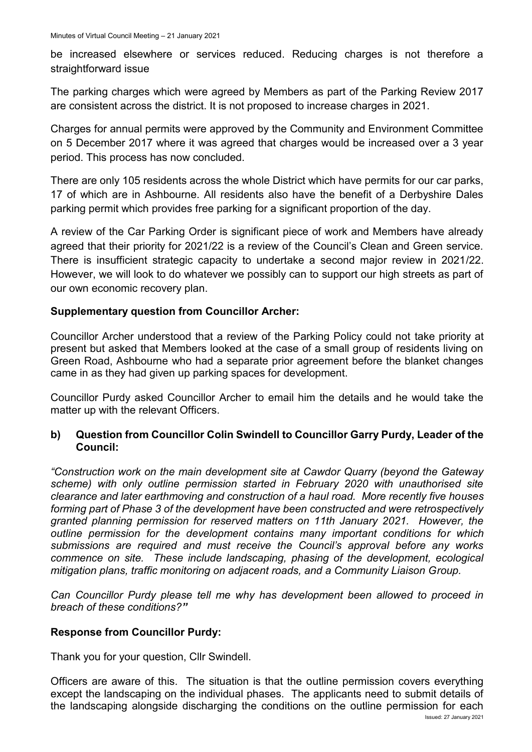be increased elsewhere or services reduced. Reducing charges is not therefore a straightforward issue

The parking charges which were agreed by Members as part of the Parking Review 2017 are consistent across the district. It is not proposed to increase charges in 2021.

Charges for annual permits were approved by the Community and Environment Committee on 5 December 2017 where it was agreed that charges would be increased over a 3 year period. This process has now concluded.

There are only 105 residents across the whole District which have permits for our car parks, 17 of which are in Ashbourne. All residents also have the benefit of a Derbyshire Dales parking permit which provides free parking for a significant proportion of the day.

A review of the Car Parking Order is significant piece of work and Members have already agreed that their priority for 2021/22 is a review of the Council's Clean and Green service. There is insufficient strategic capacity to undertake a second major review in 2021/22. However, we will look to do whatever we possibly can to support our high streets as part of our own economic recovery plan.

**Supplementary question from Councillor Archer:**

Councillor Archer understood that a review of the Parking Policy could not take priority at present but asked that Members looked at the case of a small group of residents living on Green Road, Ashbourne who had a separate prior agreement before the blanket changes came in as they had given up parking spaces for development.

Councillor Purdy asked Councillor Archer to email him the details and he would take the matter up with the relevant Officers.

**b) Question from Councillor Colin Swindell to Councillor Garry Purdy, Leader of the Council:**

*"Construction work on the main development site at Cawdor Quarry (beyond the Gateway scheme) with only outline permission started in February 2020 with unauthorised site clearance and later earthmoving and construction of a haul road. More recently five houses forming part of Phase 3 of the development have been constructed and were retrospectively granted planning permission for reserved matters on 11th January 2021. However, the outline permission for the development contains many important conditions for which submissions are required and must receive the Council's approval before any works commence on site. These include landscaping, phasing of the development, ecological mitigation plans, traffic monitoring on adjacent roads, and a Community Liaison Group.*

*Can Councillor Purdy please tell me why has development been allowed to proceed in breach of these conditions?"*

**Response from Councillor Purdy:**

Thank you for your question, Cllr Swindell.

Officers are aware of this. The situation is that the outline permission covers everything except the landscaping on the individual phases. The applicants need to submit details of the landscaping alongside discharging the conditions on the outline permission for each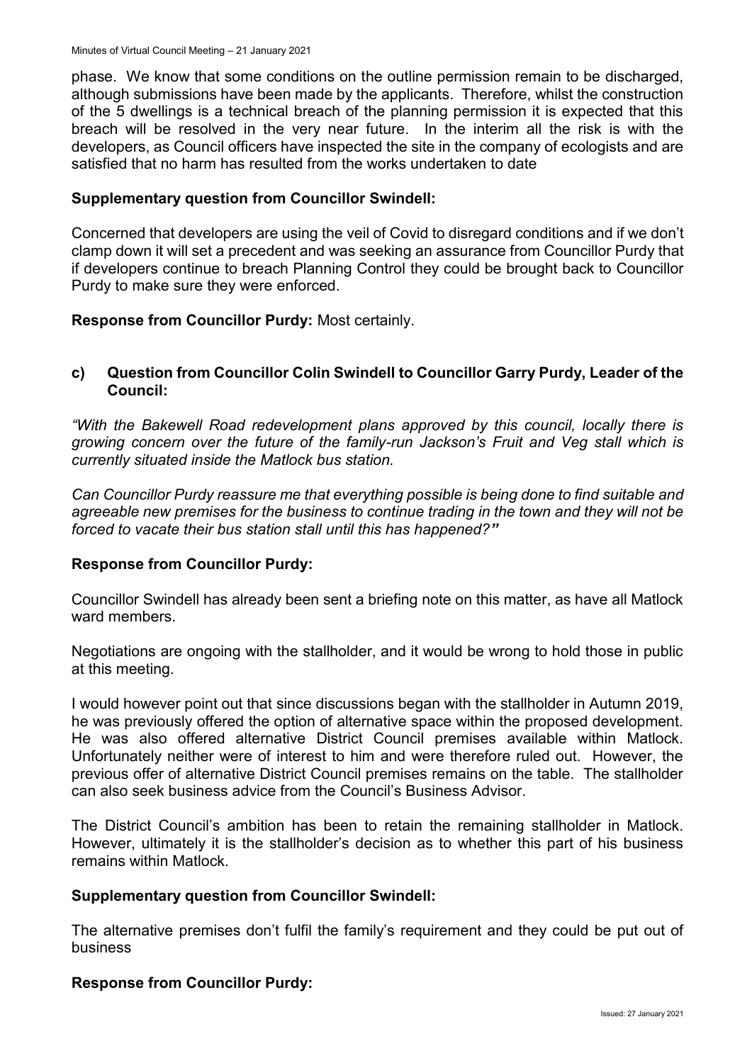phase. We know that some conditions on the outline permission remain to be discharged, although submissions have been made by the applicants. Therefore, whilst the construction of the 5 dwellings is a technical breach of the planning permission it is expected that this breach will be resolved in the very near future. In the interim all the risk is with the developers, as Council officers have inspected the site in the company of ecologists and are satisfied that no harm has resulted from the works undertaken to date

**Supplementary question from Councillor Swindell:**

Concerned that developers are using the veil of Covid to disregard conditions and if we don't clamp down it will set a precedent and was seeking an assurance from Councillor Purdy that if developers continue to breach Planning Control they could be brought back to Councillor Purdy to make sure they were enforced.

**Response from Councillor Purdy:** Most certainly.

**c) Question from Councillor Colin Swindell to Councillor Garry Purdy, Leader of the Council:**

*"With the Bakewell Road redevelopment plans approved by this council, locally there is growing concern over the future of the family-run Jackson's Fruit and Veg stall which is currently situated inside the Matlock bus station.*

*Can Councillor Purdy reassure me that everything possible is being done to find suitable and agreeable new premises for the business to continue trading in the town and they will not be forced to vacate their bus station stall until this has happened?"*

**Response from Councillor Purdy:**

Councillor Swindell has already been sent a briefing note on this matter, as have all Matlock ward members.

Negotiations are ongoing with the stallholder, and it would be wrong to hold those in public at this meeting.

I would however point out that since discussions began with the stallholder in Autumn 2019, he was previously offered the option of alternative space within the proposed development. He was also offered alternative District Council premises available within Matlock. Unfortunately neither were of interest to him and were therefore ruled out. However, the previous offer of alternative District Council premises remains on the table. The stallholder can also seek business advice from the Council's Business Advisor.

The District Council's ambition has been to retain the remaining stallholder in Matlock. However, ultimately it is the stallholder's decision as to whether this part of his business remains within Matlock.

**Supplementary question from Councillor Swindell:**

The alternative premises don't fulfil the family's requirement and they could be put out of business

**Response from Councillor Purdy:**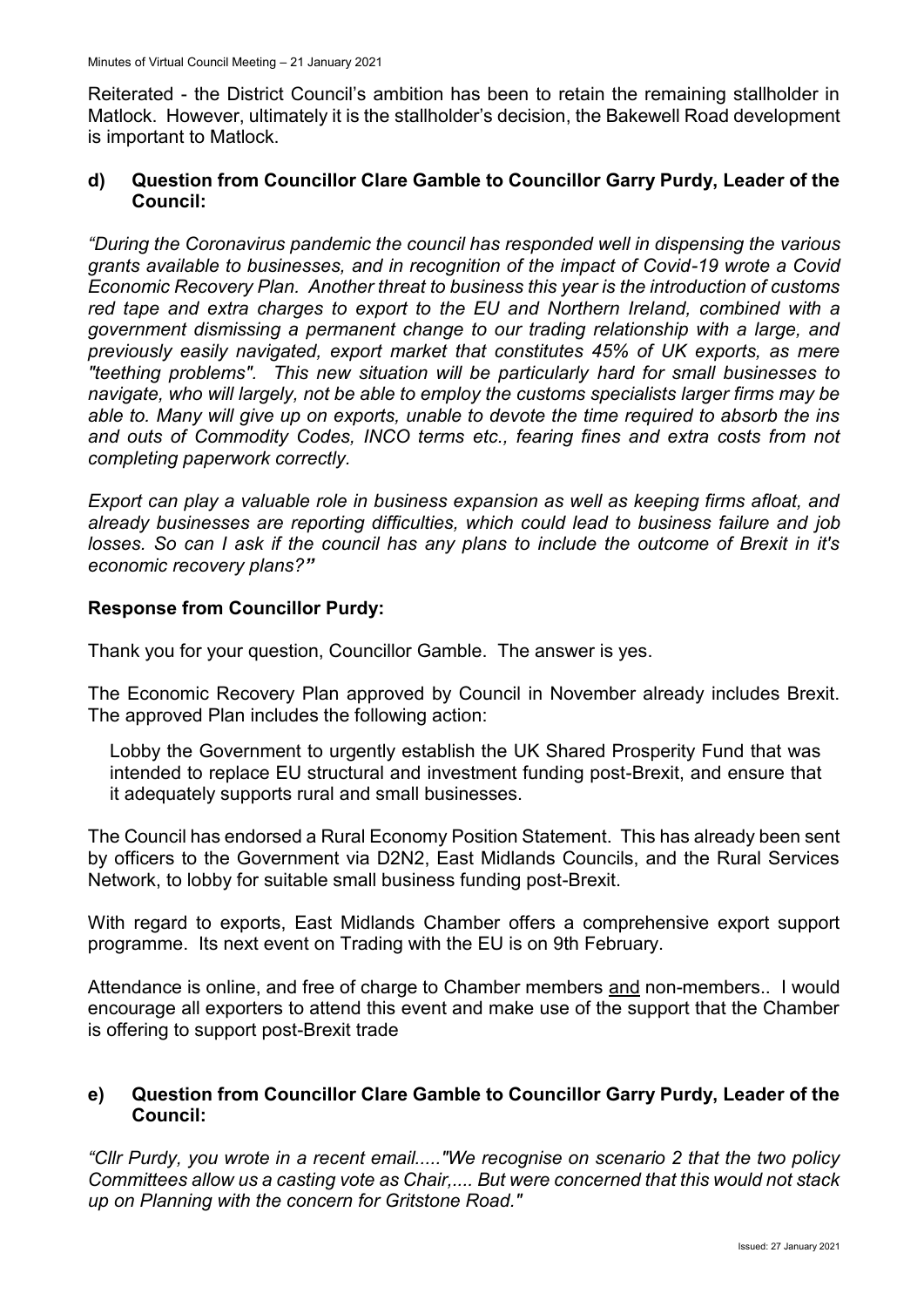Reiterated - the District Council's ambition has been to retain the remaining stallholder in Matlock. However, ultimately it is the stallholder's decision, the Bakewell Road development is important to Matlock.

### d) Question from Councillor Clare Gamble to Councillor Garry Purdy, Leader of the Council:

*"During the Coronavirus pandemic the council has responded well in dispensing the various grants available to businesses, and in recognition of the impact of Covid-19 wrote a Covid Economic Recovery Plan. Another threat to business this year is the introduction of customs red tape and extra charges to export to the EU and Northern Ireland, combined with a government dismissing a permanent change to our trading relationship with a large, and previously easily navigated, export market that constitutes 45% of UK exports, as mere "teething problems". This new situation will be particularly hard for small businesses to navigate, who will largely, not be able to employ the customs specialists larger firms may be able to. Many will give up on exports, unable to devote the time required to absorb the ins and outs of Commodity Codes, INCO terms etc., fearing fines and extra costs from not completing paperwork correctly.*

*Export can play a valuable role in business expansion as well as keeping firms afloat, and already businesses are reporting difficulties, which could lead to business failure and job losses. So can I ask if the council has any plans to include the outcome of Brexit in it's economic recovery plans?"*

**Response from Councillor Purdy:**

Thank you for your question, Councillor Gamble. The answer is yes.

The Economic Recovery Plan approved by Council in November already includes Brexit. The approved Plan includes the following action:

> Lobby the Government to urgently establish the UK Shared Prosperity Fund that was intended to replace EU structural and investment funding post-Brexit, and ensure that it adequately supports rural and small businesses.

The Council has endorsed a Rural Economy Position Statement. This has already been sent by officers to the Government via D2N2, East Midlands Councils, and the Rural Services Network, to lobby for suitable small business funding post-Brexit.

With regard to exports, East Midlands Chamber offers a comprehensive export support programme. Its next event on Trading with the EU is on 9th February.

Attendance is online, and free of charge to Chamber members <u>and</u> non-members.. I would encourage all exporters to attend this event and make use of the support that the Chamber is offering to support post-Brexit trade

### e) Question from Councillor Clare Gamble to Councillor Garry Purdy, Leader of the Council:

*"Cllr Purdy, you wrote in a recent email....."We recognise on scenario 2 that the two policy Committees allow us a casting vote as Chair,.... But were concerned that this would not stack up on Planning with the concern for Gritstone Road."*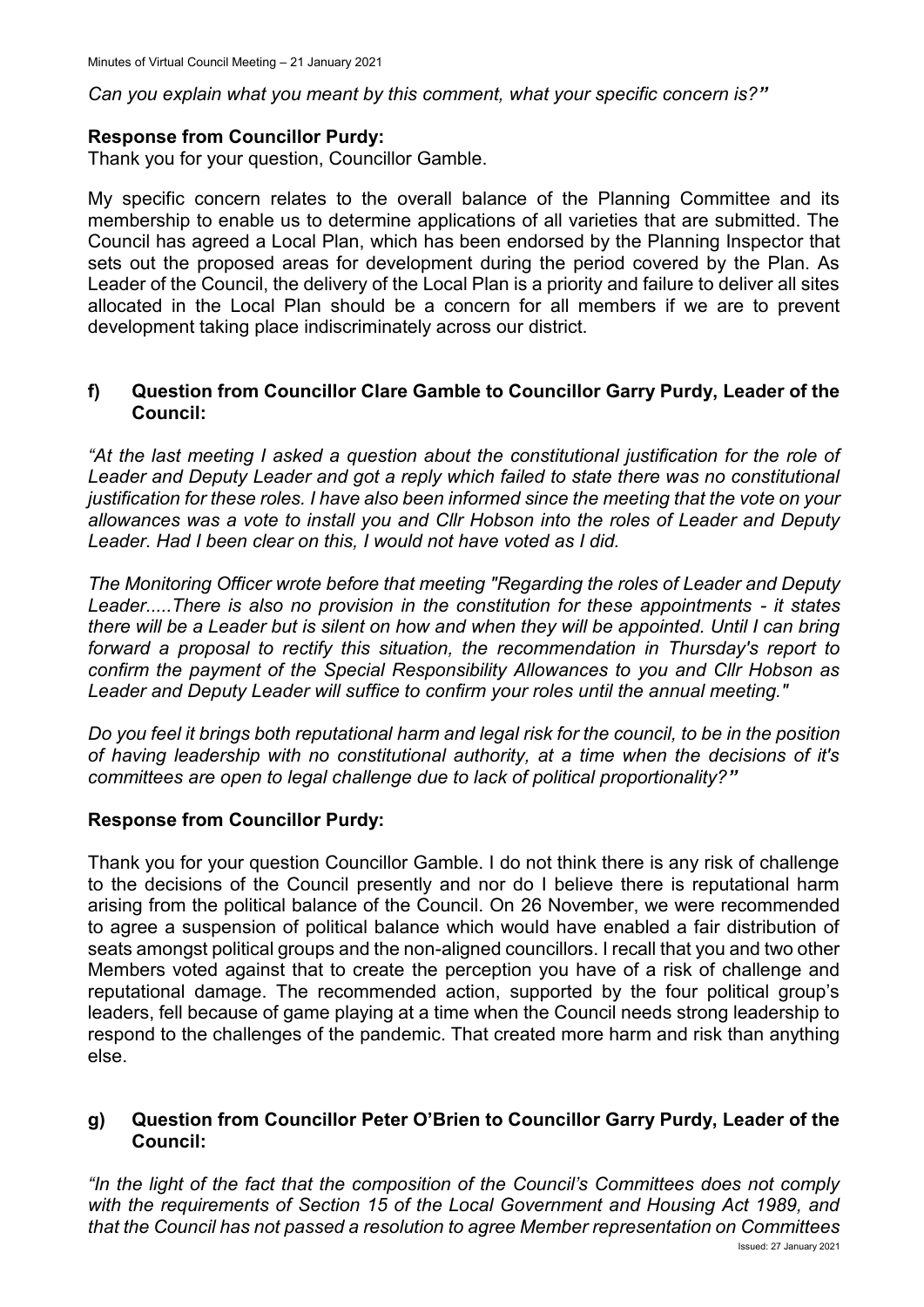*Can you explain what you meant by this comment, what your specific concern is?"*

**Response from Councillor Purdy:**

Thank you for your question, Councillor Gamble.

My specific concern relates to the overall balance of the Planning Committee and its membership to enable us to determine applications of all varieties that are submitted. The Council has agreed a Local Plan, which has been endorsed by the Planning Inspector that sets out the proposed areas for development during the period covered by the Plan. As Leader of the Council, the delivery of the Local Plan is a priority and failure to deliver all sites allocated in the Local Plan should be a concern for all members if we are to prevent development taking place indiscriminately across our district.

### f) Question from Councillor Clare Gamble to Councillor Garry Purdy, Leader of the Council:

*"At the last meeting I asked a question about the constitutional justification for the role of Leader and Deputy Leader and got a reply which failed to state there was no constitutional justification for these roles. I have also been informed since the meeting that the vote on your allowances was a vote to install you and Cllr Hobson into the roles of Leader and Deputy Leader. Had I been clear on this, I would not have voted as I did.*

*The Monitoring Officer wrote before that meeting "Regarding the roles of Leader and Deputy Leader.....There is also no provision in the constitution for these appointments - it states there will be a Leader but is silent on how and when they will be appointed. Until I can bring forward a proposal to rectify this situation, the recommendation in Thursday's report to confirm the payment of the Special Responsibility Allowances to you and Cllr Hobson as Leader and Deputy Leader will suffice to confirm your roles until the annual meeting."*

*Do you feel it brings both reputational harm and legal risk for the council, to be in the position of having leadership with no constitutional authority, at a time when the decisions of it's committees are open to legal challenge due to lack of political proportionality?"*

**Response from Councillor Purdy:**

Thank you for your question Councillor Gamble. I do not think there is any risk of challenge to the decisions of the Council presently and nor do I believe there is reputational harm arising from the political balance of the Council. On 26 November, we were recommended to agree a suspension of political balance which would have enabled a fair distribution of seats amongst political groups and the non-aligned councillors. I recall that you and two other Members voted against that to create the perception you have of a risk of challenge and reputational damage. The recommended action, supported by the four political group's leaders, fell because of game playing at a time when the Council needs strong leadership to respond to the challenges of the pandemic. That created more harm and risk than anything else.

### g) Question from Councillor Peter O'Brien to Councillor Garry Purdy, Leader of the Council:

*"In the light of the fact that the composition of the Council's Committees does not comply with the requirements of Section 15 of the Local Government and Housing Act 1989, and that the Council has not passed a resolution to agree Member representation on Committees*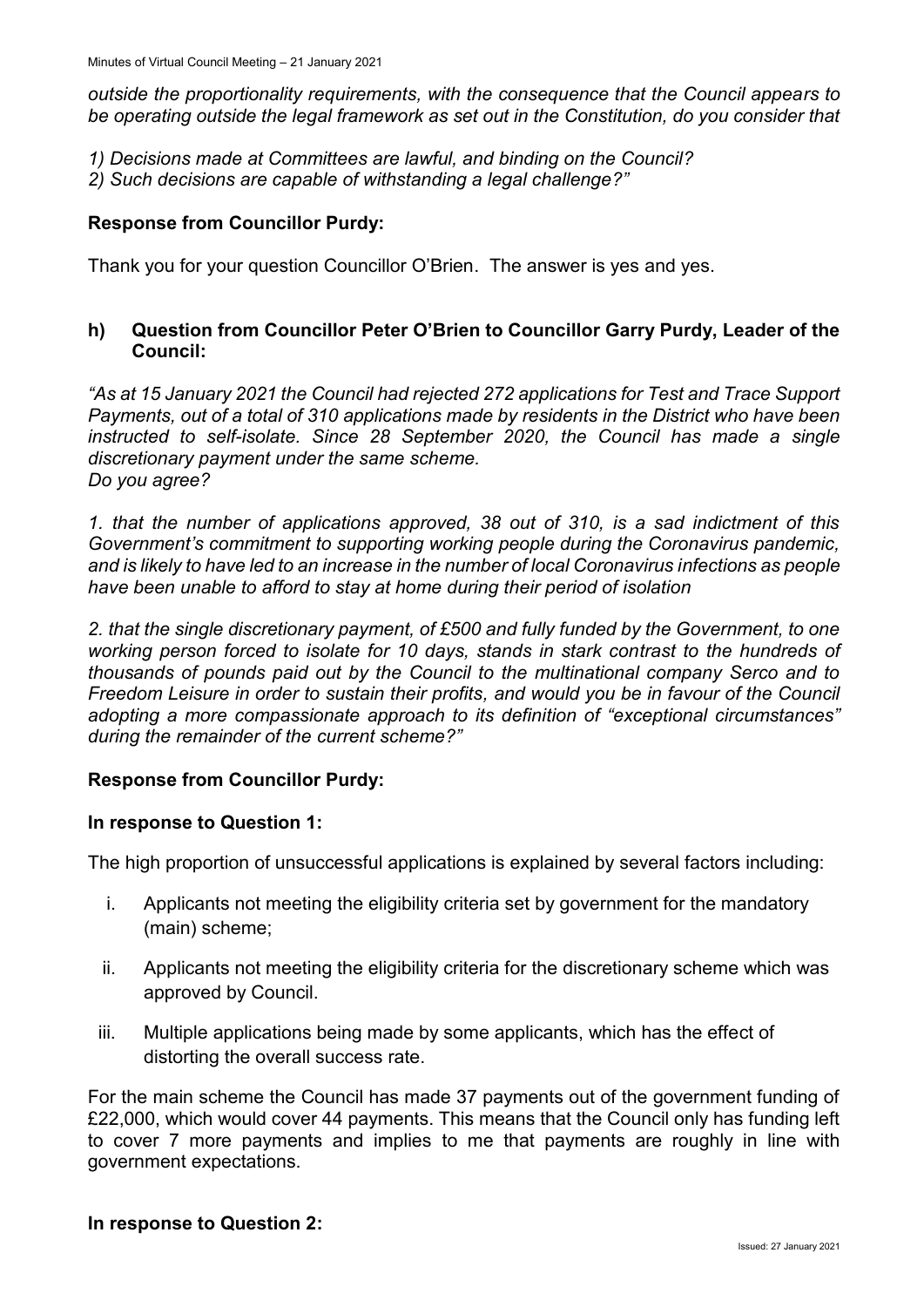*outside the proportionality requirements, with the consequence that the Council appears to be operating outside the legal framework as set out in the Constitution, do you consider that*

*1) Decisions made at Committees are lawful, and binding on the Council?*
*2) Such decisions are capable of withstanding a legal challenge?"*

**Response from Councillor Purdy:**

Thank you for your question Councillor O'Brien. The answer is yes and yes.

### h) Question from Councillor Peter O'Brien to Councillor Garry Purdy, Leader of the Council:

*"As at 15 January 2021 the Council had rejected 272 applications for Test and Trace Support Payments, out of a total of 310 applications made by residents in the District who have been instructed to self-isolate. Since 28 September 2020, the Council has made a single discretionary payment under the same scheme.*
*Do you agree?*

*1. that the number of applications approved, 38 out of 310, is a sad indictment of this Government's commitment to supporting working people during the Coronavirus pandemic, and is likely to have led to an increase in the number of local Coronavirus infections as people have been unable to afford to stay at home during their period of isolation*

*2. that the single discretionary payment, of £500 and fully funded by the Government, to one working person forced to isolate for 10 days, stands in stark contrast to the hundreds of thousands of pounds paid out by the Council to the multinational company Serco and to Freedom Leisure in order to sustain their profits, and would you be in favour of the Council adopting a more compassionate approach to its definition of "exceptional circumstances" during the remainder of the current scheme?"*

**Response from Councillor Purdy:**

**In response to Question 1:**

The high proportion of unsuccessful applications is explained by several factors including:

i. Applicants not meeting the eligibility criteria set by government for the mandatory (main) scheme;

ii. Applicants not meeting the eligibility criteria for the discretionary scheme which was approved by Council.

iii. Multiple applications being made by some applicants, which has the effect of distorting the overall success rate.

For the main scheme the Council has made 37 payments out of the government funding of £22,000, which would cover 44 payments. This means that the Council only has funding left to cover 7 more payments and implies to me that payments are roughly in line with government expectations.

**In response to Question 2:**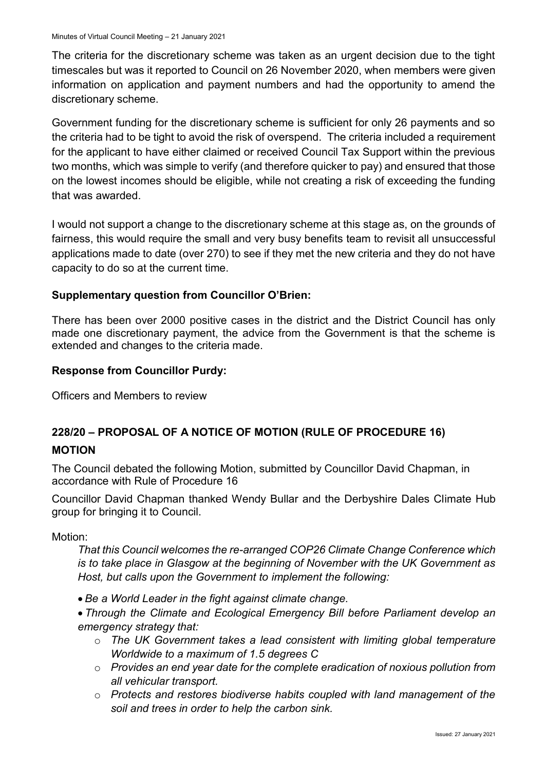The criteria for the discretionary scheme was taken as an urgent decision due to the tight timescales but was it reported to Council on 26 November 2020, when members were given information on application and payment numbers and had the opportunity to amend the discretionary scheme.

Government funding for the discretionary scheme is sufficient for only 26 payments and so the criteria had to be tight to avoid the risk of overspend. The criteria included a requirement for the applicant to have either claimed or received Council Tax Support within the previous two months, which was simple to verify (and therefore quicker to pay) and ensured that those on the lowest incomes should be eligible, while not creating a risk of exceeding the funding that was awarded.

I would not support a change to the discretionary scheme at this stage as, on the grounds of fairness, this would require the small and very busy benefits team to revisit all unsuccessful applications made to date (over 270) to see if they met the new criteria and they do not have capacity to do so at the current time.

**Supplementary question from Councillor O'Brien:**

There has been over 2000 positive cases in the district and the District Council has only made one discretionary payment, the advice from the Government is that the scheme is extended and changes to the criteria made.

**Response from Councillor Purdy:**

Officers and Members to review

## 228/20 – PROPOSAL OF A NOTICE OF MOTION (RULE OF PROCEDURE 16)

### MOTION

The Council debated the following Motion, submitted by Councillor David Chapman, in accordance with Rule of Procedure 16

Councillor David Chapman thanked Wendy Bullar and the Derbyshire Dales Climate Hub group for bringing it to Council.

Motion:

*That this Council welcomes the re-arranged COP26 Climate Change Conference which is to take place in Glasgow at the beginning of November with the UK Government as Host, but calls upon the Government to implement the following:*

- *Be a World Leader in the fight against climate change.*
- *Through the Climate and Ecological Emergency Bill before Parliament develop an emergency strategy that:*
  - *The UK Government takes a lead consistent with limiting global temperature Worldwide to a maximum of 1.5 degrees C*
  - *Provides an end year date for the complete eradication of noxious pollution from all vehicular transport.*
  - *Protects and restores biodiverse habits coupled with land management of the soil and trees in order to help the carbon sink.*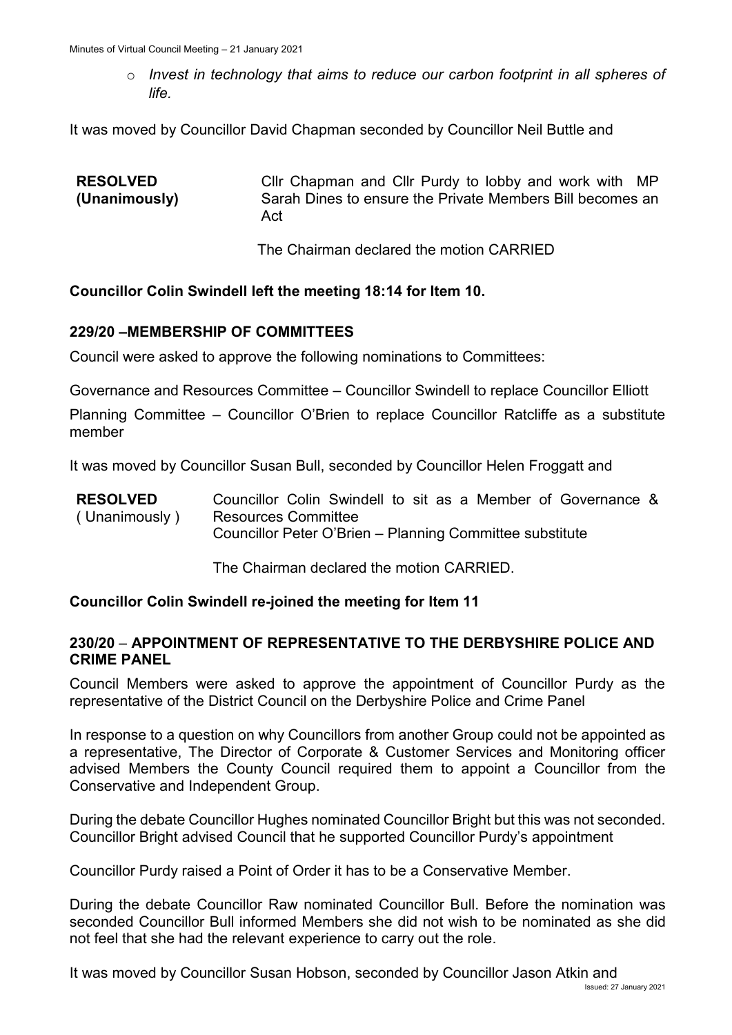- *Invest in technology that aims to reduce our carbon footprint in all spheres of life.*

It was moved by Councillor David Chapman seconded by Councillor Neil Buttle and

| | |
|---|---|
| **RESOLVED (Unanimously)** | Cllr Chapman and Cllr Purdy to lobby and work with MP Sarah Dines to ensure the Private Members Bill becomes an Act |

The Chairman declared the motion CARRIED

**Councillor Colin Swindell left the meeting 18:14 for Item 10.**

## 229/20 –MEMBERSHIP OF COMMITTEES

Council were asked to approve the following nominations to Committees:

Governance and Resources Committee – Councillor Swindell to replace Councillor Elliott

Planning Committee – Councillor O'Brien to replace Councillor Ratcliffe as a substitute member

It was moved by Councillor Susan Bull, seconded by Councillor Helen Froggatt and

| | |
|---|---|
| **RESOLVED** ( Unanimously ) | Councillor Colin Swindell to sit as a Member of Governance & Resources Committee<br>Councillor Peter O'Brien – Planning Committee substitute |

The Chairman declared the motion CARRIED.

**Councillor Colin Swindell re-joined the meeting for Item 11**

## 230/20 – APPOINTMENT OF REPRESENTATIVE TO THE DERBYSHIRE POLICE AND CRIME PANEL

Council Members were asked to approve the appointment of Councillor Purdy as the representative of the District Council on the Derbyshire Police and Crime Panel

In response to a question on why Councillors from another Group could not be appointed as a representative, The Director of Corporate & Customer Services and Monitoring officer advised Members the County Council required them to appoint a Councillor from the Conservative and Independent Group.

During the debate Councillor Hughes nominated Councillor Bright but this was not seconded. Councillor Bright advised Council that he supported Councillor Purdy's appointment

Councillor Purdy raised a Point of Order it has to be a Conservative Member.

During the debate Councillor Raw nominated Councillor Bull. Before the nomination was seconded Councillor Bull informed Members she did not wish to be nominated as she did not feel that she had the relevant experience to carry out the role.

It was moved by Councillor Susan Hobson, seconded by Councillor Jason Atkin and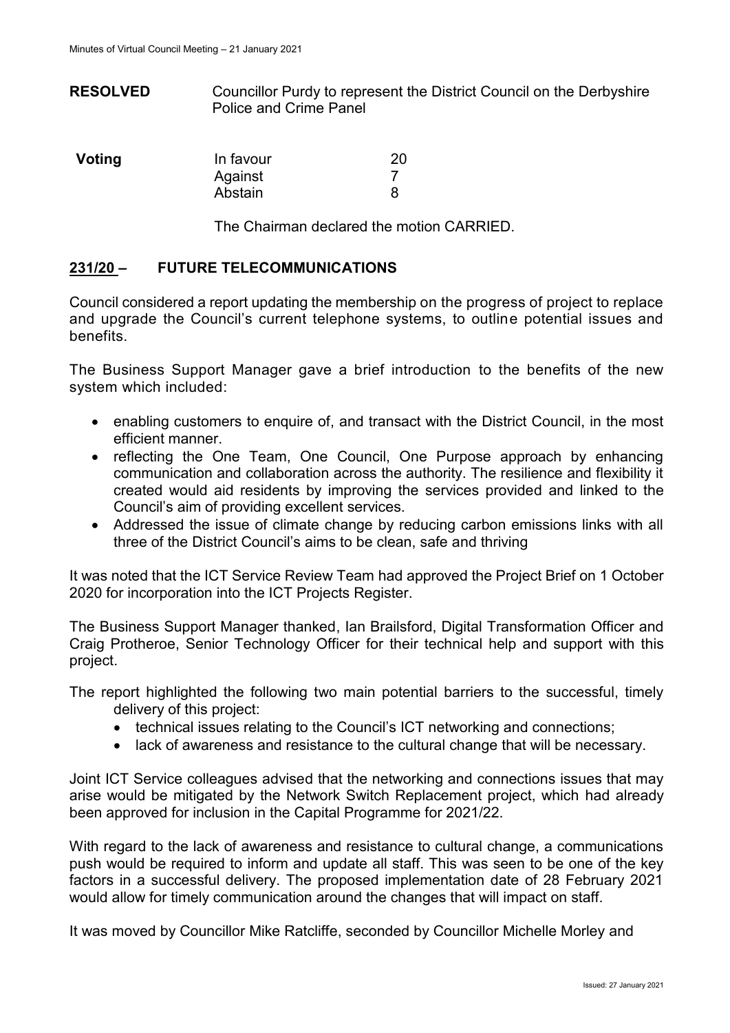**RESOLVED** Councillor Purdy to represent the District Council on the Derbyshire Police and Crime Panel

| **Voting** | In favour | 20 |
| --- | --- | --- |
| | Against | 7 |
| | Abstain | 8 |

The Chairman declared the motion CARRIED.

## 231/20 – FUTURE TELECOMMUNICATIONS

Council considered a report updating the membership on the progress of project to replace and upgrade the Council's current telephone systems, to outline potential issues and benefits.

The Business Support Manager gave a brief introduction to the benefits of the new system which included:

- enabling customers to enquire of, and transact with the District Council, in the most efficient manner.
- reflecting the One Team, One Council, One Purpose approach by enhancing communication and collaboration across the authority. The resilience and flexibility it created would aid residents by improving the services provided and linked to the Council's aim of providing excellent services.
- Addressed the issue of climate change by reducing carbon emissions links with all three of the District Council's aims to be clean, safe and thriving

It was noted that the ICT Service Review Team had approved the Project Brief on 1 October 2020 for incorporation into the ICT Projects Register.

The Business Support Manager thanked, Ian Brailsford, Digital Transformation Officer and Craig Protheroe, Senior Technology Officer for their technical help and support with this project.

The report highlighted the following two main potential barriers to the successful, timely delivery of this project:

- technical issues relating to the Council's ICT networking and connections;
- lack of awareness and resistance to the cultural change that will be necessary.

Joint ICT Service colleagues advised that the networking and connections issues that may arise would be mitigated by the Network Switch Replacement project, which had already been approved for inclusion in the Capital Programme for 2021/22.

With regard to the lack of awareness and resistance to cultural change, a communications push would be required to inform and update all staff. This was seen to be one of the key factors in a successful delivery. The proposed implementation date of 28 February 2021 would allow for timely communication around the changes that will impact on staff.

It was moved by Councillor Mike Ratcliffe, seconded by Councillor Michelle Morley and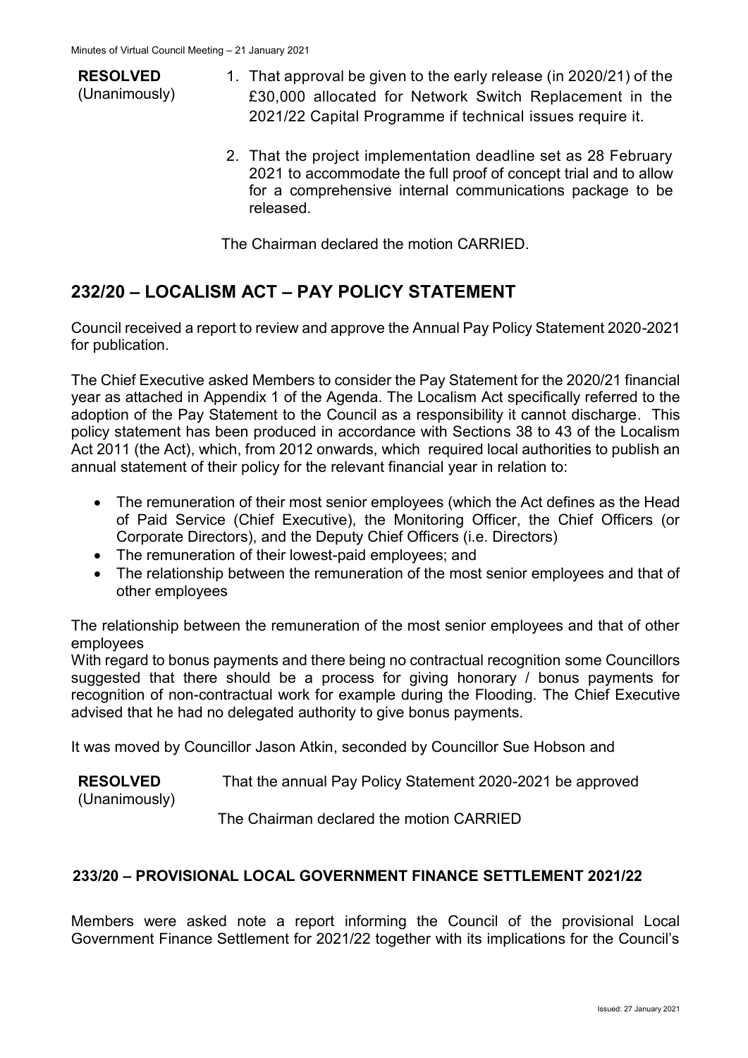**RESOLVED** (Unanimously)

1. That approval be given to the early release (in 2020/21) of the £30,000 allocated for Network Switch Replacement in the 2021/22 Capital Programme if technical issues require it.

2. That the project implementation deadline set as 28 February 2021 to accommodate the full proof of concept trial and to allow for a comprehensive internal communications package to be released.

The Chairman declared the motion CARRIED.

## 232/20 – LOCALISM ACT – PAY POLICY STATEMENT

Council received a report to review and approve the Annual Pay Policy Statement 2020-2021 for publication.

The Chief Executive asked Members to consider the Pay Statement for the 2020/21 financial year as attached in Appendix 1 of the Agenda. The Localism Act specifically referred to the adoption of the Pay Statement to the Council as a responsibility it cannot discharge. This policy statement has been produced in accordance with Sections 38 to 43 of the Localism Act 2011 (the Act), which, from 2012 onwards, which required local authorities to publish an annual statement of their policy for the relevant financial year in relation to:

- The remuneration of their most senior employees (which the Act defines as the Head of Paid Service (Chief Executive), the Monitoring Officer, the Chief Officers (or Corporate Directors), and the Deputy Chief Officers (i.e. Directors)
- The remuneration of their lowest-paid employees; and
- The relationship between the remuneration of the most senior employees and that of other employees

The relationship between the remuneration of the most senior employees and that of other employees
With regard to bonus payments and there being no contractual recognition some Councillors suggested that there should be a process for giving honorary / bonus payments for recognition of non-contractual work for example during the Flooding. The Chief Executive advised that he had no delegated authority to give bonus payments.

It was moved by Councillor Jason Atkin, seconded by Councillor Sue Hobson and

**RESOLVED** (Unanimously)

That the annual Pay Policy Statement 2020-2021 be approved

The Chairman declared the motion CARRIED

### 233/20 – PROVISIONAL LOCAL GOVERNMENT FINANCE SETTLEMENT 2021/22

Members were asked note a report informing the Council of the provisional Local Government Finance Settlement for 2021/22 together with its implications for the Council's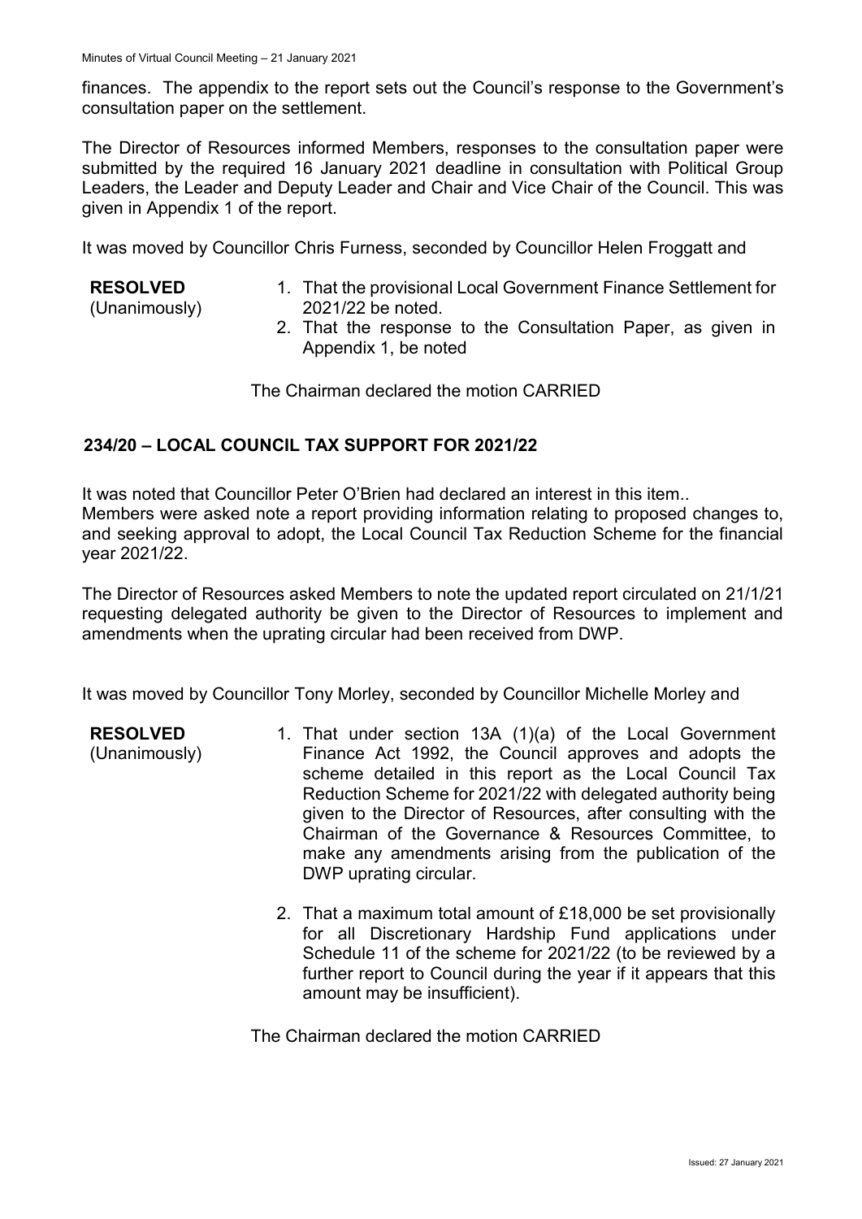finances. The appendix to the report sets out the Council's response to the Government's consultation paper on the settlement.

The Director of Resources informed Members, responses to the consultation paper were submitted by the required 16 January 2021 deadline in consultation with Political Group Leaders, the Leader and Deputy Leader and Chair and Vice Chair of the Council. This was given in Appendix 1 of the report.

It was moved by Councillor Chris Furness, seconded by Councillor Helen Froggatt and

**RESOLVED** (Unanimously)

1. That the provisional Local Government Finance Settlement for 2021/22 be noted.
2. That the response to the Consultation Paper, as given in Appendix 1, be noted

The Chairman declared the motion CARRIED

## 234/20 – LOCAL COUNCIL TAX SUPPORT FOR 2021/22

It was noted that Councillor Peter O'Brien had declared an interest in this item..
Members were asked note a report providing information relating to proposed changes to, and seeking approval to adopt, the Local Council Tax Reduction Scheme for the financial year 2021/22.

The Director of Resources asked Members to note the updated report circulated on 21/1/21 requesting delegated authority be given to the Director of Resources to implement and amendments when the uprating circular had been received from DWP.

It was moved by Councillor Tony Morley, seconded by Councillor Michelle Morley and

**RESOLVED** (Unanimously)

1. That under section 13A (1)(a) of the Local Government Finance Act 1992, the Council approves and adopts the scheme detailed in this report as the Local Council Tax Reduction Scheme for 2021/22 with delegated authority being given to the Director of Resources, after consulting with the Chairman of the Governance & Resources Committee, to make any amendments arising from the publication of the DWP uprating circular.

2. That a maximum total amount of £18,000 be set provisionally for all Discretionary Hardship Fund applications under Schedule 11 of the scheme for 2021/22 (to be reviewed by a further report to Council during the year if it appears that this amount may be insufficient).

The Chairman declared the motion CARRIED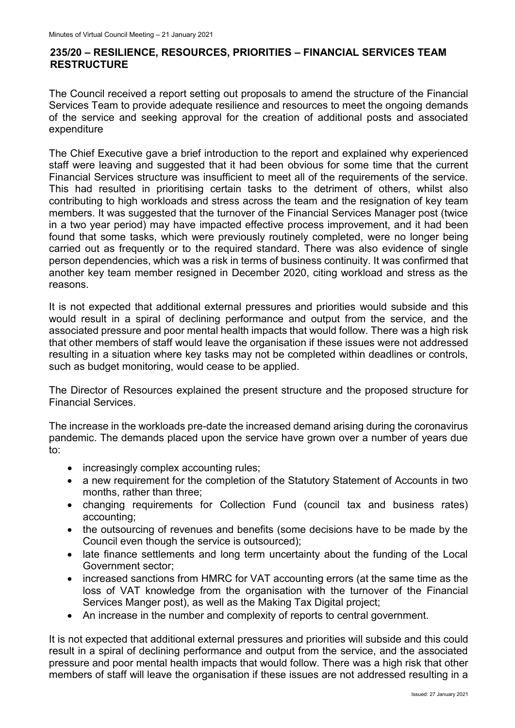## 235/20 – RESILIENCE, RESOURCES, PRIORITIES – FINANCIAL SERVICES TEAM RESTRUCTURE

The Council received a report setting out proposals to amend the structure of the Financial Services Team to provide adequate resilience and resources to meet the ongoing demands of the service and seeking approval for the creation of additional posts and associated expenditure

The Chief Executive gave a brief introduction to the report and explained why experienced staff were leaving and suggested that it had been obvious for some time that the current Financial Services structure was insufficient to meet all of the requirements of the service. This had resulted in prioritising certain tasks to the detriment of others, whilst also contributing to high workloads and stress across the team and the resignation of key team members. It was suggested that the turnover of the Financial Services Manager post (twice in a two year period) may have impacted effective process improvement, and it had been found that some tasks, which were previously routinely completed, were no longer being carried out as frequently or to the required standard. There was also evidence of single person dependencies, which was a risk in terms of business continuity. It was confirmed that another key team member resigned in December 2020, citing workload and stress as the reasons.

It is not expected that additional external pressures and priorities would subside and this would result in a spiral of declining performance and output from the service, and the associated pressure and poor mental health impacts that would follow. There was a high risk that other members of staff would leave the organisation if these issues were not addressed resulting in a situation where key tasks may not be completed within deadlines or controls, such as budget monitoring, would cease to be applied.

The Director of Resources explained the present structure and the proposed structure for Financial Services.

The increase in the workloads pre-date the increased demand arising during the coronavirus pandemic. The demands placed upon the service have grown over a number of years due to:

- increasingly complex accounting rules;
- a new requirement for the completion of the Statutory Statement of Accounts in two months, rather than three;
- changing requirements for Collection Fund (council tax and business rates) accounting;
- the outsourcing of revenues and benefits (some decisions have to be made by the Council even though the service is outsourced);
- late finance settlements and long term uncertainty about the funding of the Local Government sector;
- increased sanctions from HMRC for VAT accounting errors (at the same time as the loss of VAT knowledge from the organisation with the turnover of the Financial Services Manger post), as well as the Making Tax Digital project;
- An increase in the number and complexity of reports to central government.

It is not expected that additional external pressures and priorities will subside and this could result in a spiral of declining performance and output from the service, and the associated pressure and poor mental health impacts that would follow. There was a high risk that other members of staff will leave the organisation if these issues are not addressed resulting in a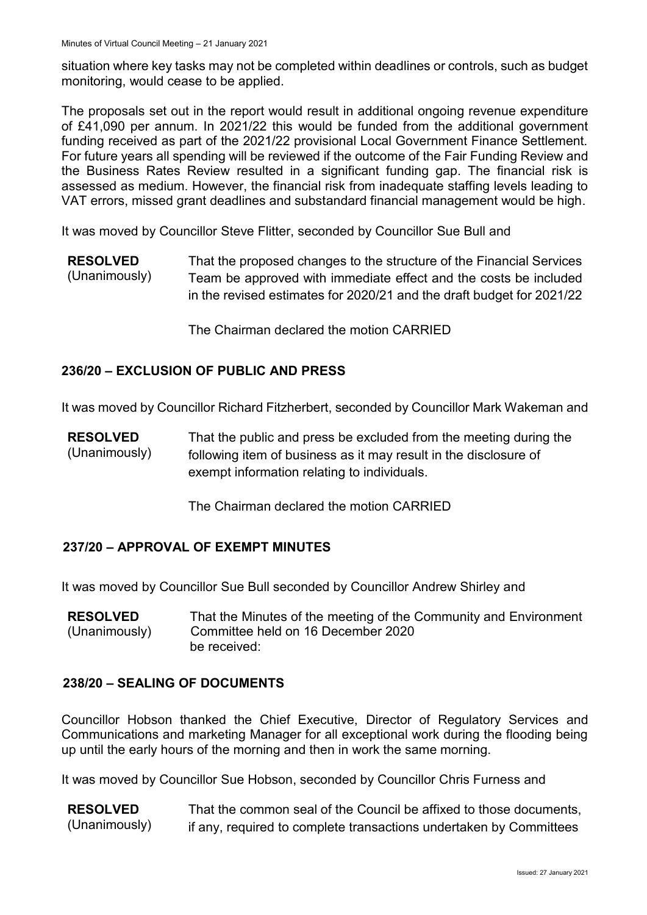situation where key tasks may not be completed within deadlines or controls, such as budget monitoring, would cease to be applied.

The proposals set out in the report would result in additional ongoing revenue expenditure of £41,090 per annum. In 2021/22 this would be funded from the additional government funding received as part of the 2021/22 provisional Local Government Finance Settlement. For future years all spending will be reviewed if the outcome of the Fair Funding Review and the Business Rates Review resulted in a significant funding gap. The financial risk is assessed as medium. However, the financial risk from inadequate staffing levels leading to VAT errors, missed grant deadlines and substandard financial management would be high.

It was moved by Councillor Steve Flitter, seconded by Councillor Sue Bull and

**RESOLVED** (Unanimously) That the proposed changes to the structure of the Financial Services Team be approved with immediate effect and the costs be included in the revised estimates for 2020/21 and the draft budget for 2021/22

The Chairman declared the motion CARRIED

## 236/20 – EXCLUSION OF PUBLIC AND PRESS

It was moved by Councillor Richard Fitzherbert, seconded by Councillor Mark Wakeman and

**RESOLVED** (Unanimously) That the public and press be excluded from the meeting during the following item of business as it may result in the disclosure of exempt information relating to individuals.

The Chairman declared the motion CARRIED

## 237/20 – APPROVAL OF EXEMPT MINUTES

It was moved by Councillor Sue Bull seconded by Councillor Andrew Shirley and

**RESOLVED** (Unanimously) That the Minutes of the meeting of the Community and Environment Committee held on 16 December 2020 be received:

## 238/20 – SEALING OF DOCUMENTS

Councillor Hobson thanked the Chief Executive, Director of Regulatory Services and Communications and marketing Manager for all exceptional work during the flooding being up until the early hours of the morning and then in work the same morning.

It was moved by Councillor Sue Hobson, seconded by Councillor Chris Furness and

**RESOLVED** (Unanimously) That the common seal of the Council be affixed to those documents, if any, required to complete transactions undertaken by Committees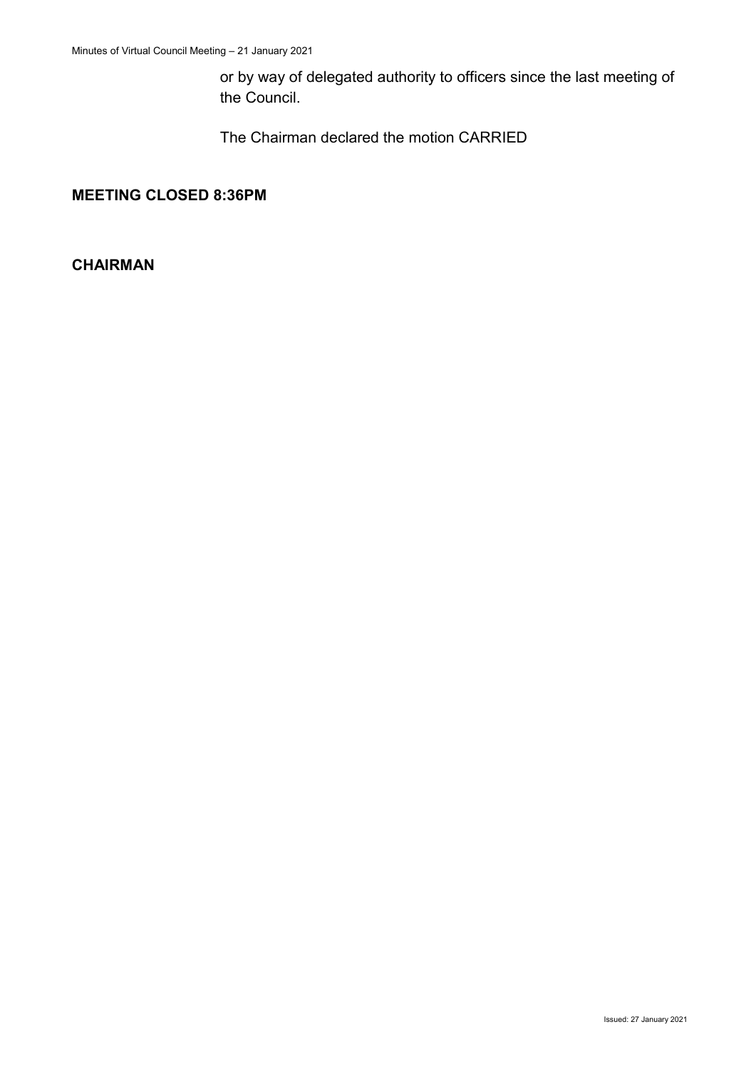or by way of delegated authority to officers since the last meeting of the Council.

The Chairman declared the motion CARRIED

**MEETING CLOSED 8:36PM**

**CHAIRMAN**

Issued: 27 January 2021